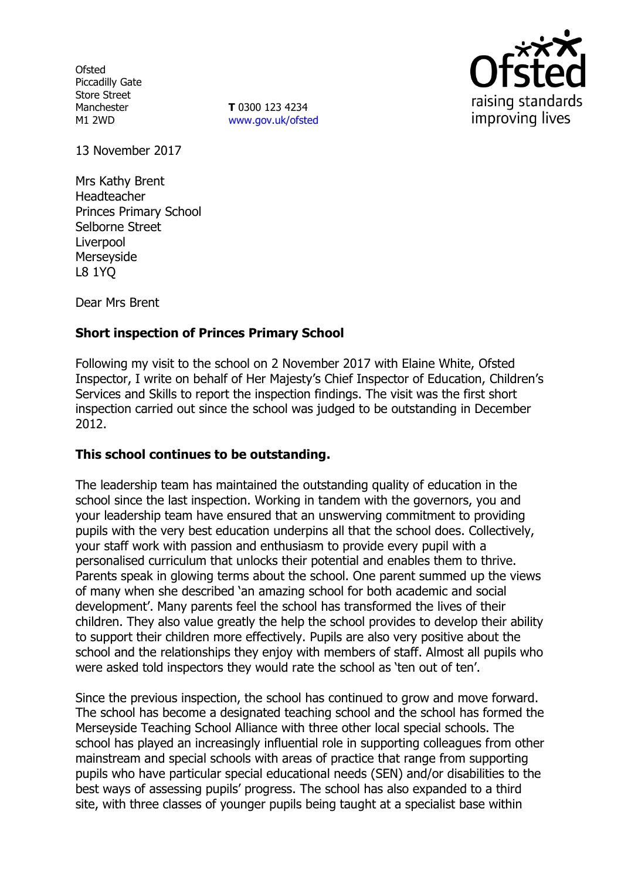Ofsted
Piccadilly Gate
Store Street
Manchester
M1 2WD

**T** 0300 123 4234
www.gov.uk/ofsted

13 November 2017

Mrs Kathy Brent
Headteacher
Princes Primary School
Selborne Street
Liverpool
Merseyside
L8 1YQ

Dear Mrs Brent

**Short inspection of Princes Primary School**

Following my visit to the school on 2 November 2017 with Elaine White, Ofsted Inspector, I write on behalf of Her Majesty's Chief Inspector of Education, Children's Services and Skills to report the inspection findings. The visit was the first short inspection carried out since the school was judged to be outstanding in December 2012.

**This school continues to be outstanding.**

The leadership team has maintained the outstanding quality of education in the school since the last inspection. Working in tandem with the governors, you and your leadership team have ensured that an unswerving commitment to providing pupils with the very best education underpins all that the school does. Collectively, your staff work with passion and enthusiasm to provide every pupil with a personalised curriculum that unlocks their potential and enables them to thrive. Parents speak in glowing terms about the school. One parent summed up the views of many when she described 'an amazing school for both academic and social development'. Many parents feel the school has transformed the lives of their children. They also value greatly the help the school provides to develop their ability to support their children more effectively. Pupils are also very positive about the school and the relationships they enjoy with members of staff. Almost all pupils who were asked told inspectors they would rate the school as 'ten out of ten'.

Since the previous inspection, the school has continued to grow and move forward. The school has become a designated teaching school and the school has formed the Merseyside Teaching School Alliance with three other local special schools. The school has played an increasingly influential role in supporting colleagues from other mainstream and special schools with areas of practice that range from supporting pupils who have particular special educational needs (SEN) and/or disabilities to the best ways of assessing pupils' progress. The school has also expanded to a third site, with three classes of younger pupils being taught at a specialist base within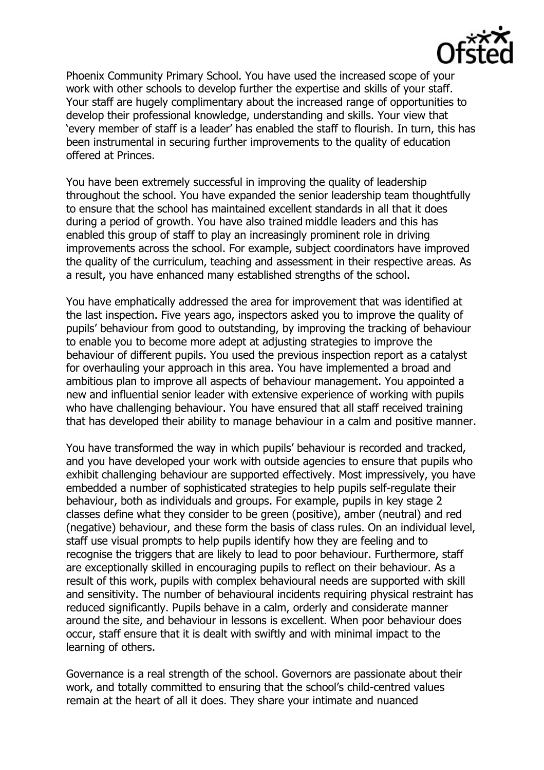Phoenix Community Primary School. You have used the increased scope of your work with other schools to develop further the expertise and skills of your staff. Your staff are hugely complimentary about the increased range of opportunities to develop their professional knowledge, understanding and skills. Your view that 'every member of staff is a leader' has enabled the staff to flourish. In turn, this has been instrumental in securing further improvements to the quality of education offered at Princes.

You have been extremely successful in improving the quality of leadership throughout the school. You have expanded the senior leadership team thoughtfully to ensure that the school has maintained excellent standards in all that it does during a period of growth. You have also trained middle leaders and this has enabled this group of staff to play an increasingly prominent role in driving improvements across the school. For example, subject coordinators have improved the quality of the curriculum, teaching and assessment in their respective areas. As a result, you have enhanced many established strengths of the school.

You have emphatically addressed the area for improvement that was identified at the last inspection. Five years ago, inspectors asked you to improve the quality of pupils' behaviour from good to outstanding, by improving the tracking of behaviour to enable you to become more adept at adjusting strategies to improve the behaviour of different pupils. You used the previous inspection report as a catalyst for overhauling your approach in this area. You have implemented a broad and ambitious plan to improve all aspects of behaviour management. You appointed a new and influential senior leader with extensive experience of working with pupils who have challenging behaviour. You have ensured that all staff received training that has developed their ability to manage behaviour in a calm and positive manner.

You have transformed the way in which pupils' behaviour is recorded and tracked, and you have developed your work with outside agencies to ensure that pupils who exhibit challenging behaviour are supported effectively. Most impressively, you have embedded a number of sophisticated strategies to help pupils self-regulate their behaviour, both as individuals and groups. For example, pupils in key stage 2 classes define what they consider to be green (positive), amber (neutral) and red (negative) behaviour, and these form the basis of class rules. On an individual level, staff use visual prompts to help pupils identify how they are feeling and to recognise the triggers that are likely to lead to poor behaviour. Furthermore, staff are exceptionally skilled in encouraging pupils to reflect on their behaviour. As a result of this work, pupils with complex behavioural needs are supported with skill and sensitivity. The number of behavioural incidents requiring physical restraint has reduced significantly. Pupils behave in a calm, orderly and considerate manner around the site, and behaviour in lessons is excellent. When poor behaviour does occur, staff ensure that it is dealt with swiftly and with minimal impact to the learning of others.

Governance is a real strength of the school. Governors are passionate about their work, and totally committed to ensuring that the school's child-centred values remain at the heart of all it does. They share your intimate and nuanced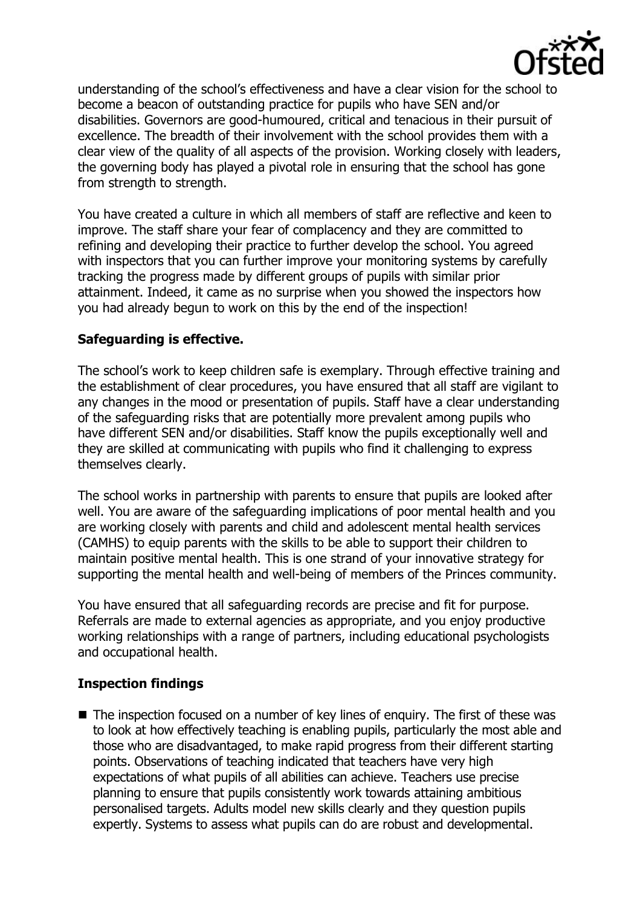understanding of the school's effectiveness and have a clear vision for the school to become a beacon of outstanding practice for pupils who have SEN and/or disabilities. Governors are good-humoured, critical and tenacious in their pursuit of excellence. The breadth of their involvement with the school provides them with a clear view of the quality of all aspects of the provision. Working closely with leaders, the governing body has played a pivotal role in ensuring that the school has gone from strength to strength.

You have created a culture in which all members of staff are reflective and keen to improve. The staff share your fear of complacency and they are committed to refining and developing their practice to further develop the school. You agreed with inspectors that you can further improve your monitoring systems by carefully tracking the progress made by different groups of pupils with similar prior attainment. Indeed, it came as no surprise when you showed the inspectors how you had already begun to work on this by the end of the inspection!

## Safeguarding is effective.

The school's work to keep children safe is exemplary. Through effective training and the establishment of clear procedures, you have ensured that all staff are vigilant to any changes in the mood or presentation of pupils. Staff have a clear understanding of the safeguarding risks that are potentially more prevalent among pupils who have different SEN and/or disabilities. Staff know the pupils exceptionally well and they are skilled at communicating with pupils who find it challenging to express themselves clearly.

The school works in partnership with parents to ensure that pupils are looked after well. You are aware of the safeguarding implications of poor mental health and you are working closely with parents and child and adolescent mental health services (CAMHS) to equip parents with the skills to be able to support their children to maintain positive mental health. This is one strand of your innovative strategy for supporting the mental health and well-being of members of the Princes community.

You have ensured that all safeguarding records are precise and fit for purpose. Referrals are made to external agencies as appropriate, and you enjoy productive working relationships with a range of partners, including educational psychologists and occupational health.

## Inspection findings

- The inspection focused on a number of key lines of enquiry. The first of these was to look at how effectively teaching is enabling pupils, particularly the most able and those who are disadvantaged, to make rapid progress from their different starting points. Observations of teaching indicated that teachers have very high expectations of what pupils of all abilities can achieve. Teachers use precise planning to ensure that pupils consistently work towards attaining ambitious personalised targets. Adults model new skills clearly and they question pupils expertly. Systems to assess what pupils can do are robust and developmental.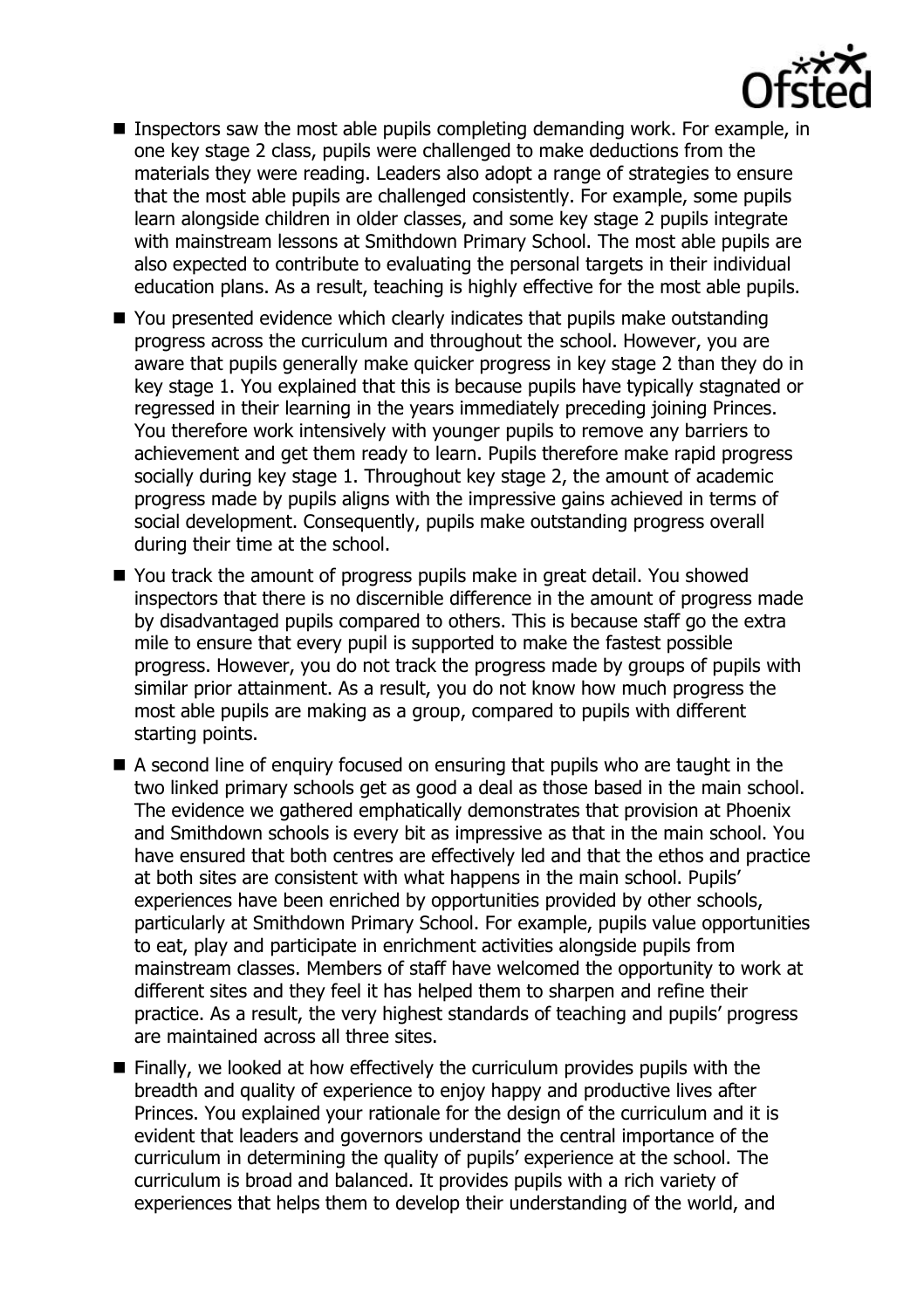- Inspectors saw the most able pupils completing demanding work. For example, in one key stage 2 class, pupils were challenged to make deductions from the materials they were reading. Leaders also adopt a range of strategies to ensure that the most able pupils are challenged consistently. For example, some pupils learn alongside children in older classes, and some key stage 2 pupils integrate with mainstream lessons at Smithdown Primary School. The most able pupils are also expected to contribute to evaluating the personal targets in their individual education plans. As a result, teaching is highly effective for the most able pupils.
- You presented evidence which clearly indicates that pupils make outstanding progress across the curriculum and throughout the school. However, you are aware that pupils generally make quicker progress in key stage 2 than they do in key stage 1. You explained that this is because pupils have typically stagnated or regressed in their learning in the years immediately preceding joining Princes. You therefore work intensively with younger pupils to remove any barriers to achievement and get them ready to learn. Pupils therefore make rapid progress socially during key stage 1. Throughout key stage 2, the amount of academic progress made by pupils aligns with the impressive gains achieved in terms of social development. Consequently, pupils make outstanding progress overall during their time at the school.
- You track the amount of progress pupils make in great detail. You showed inspectors that there is no discernible difference in the amount of progress made by disadvantaged pupils compared to others. This is because staff go the extra mile to ensure that every pupil is supported to make the fastest possible progress. However, you do not track the progress made by groups of pupils with similar prior attainment. As a result, you do not know how much progress the most able pupils are making as a group, compared to pupils with different starting points.
- A second line of enquiry focused on ensuring that pupils who are taught in the two linked primary schools get as good a deal as those based in the main school. The evidence we gathered emphatically demonstrates that provision at Phoenix and Smithdown schools is every bit as impressive as that in the main school. You have ensured that both centres are effectively led and that the ethos and practice at both sites are consistent with what happens in the main school. Pupils' experiences have been enriched by opportunities provided by other schools, particularly at Smithdown Primary School. For example, pupils value opportunities to eat, play and participate in enrichment activities alongside pupils from mainstream classes. Members of staff have welcomed the opportunity to work at different sites and they feel it has helped them to sharpen and refine their practice. As a result, the very highest standards of teaching and pupils' progress are maintained across all three sites.
- Finally, we looked at how effectively the curriculum provides pupils with the breadth and quality of experience to enjoy happy and productive lives after Princes. You explained your rationale for the design of the curriculum and it is evident that leaders and governors understand the central importance of the curriculum in determining the quality of pupils' experience at the school. The curriculum is broad and balanced. It provides pupils with a rich variety of experiences that helps them to develop their understanding of the world, and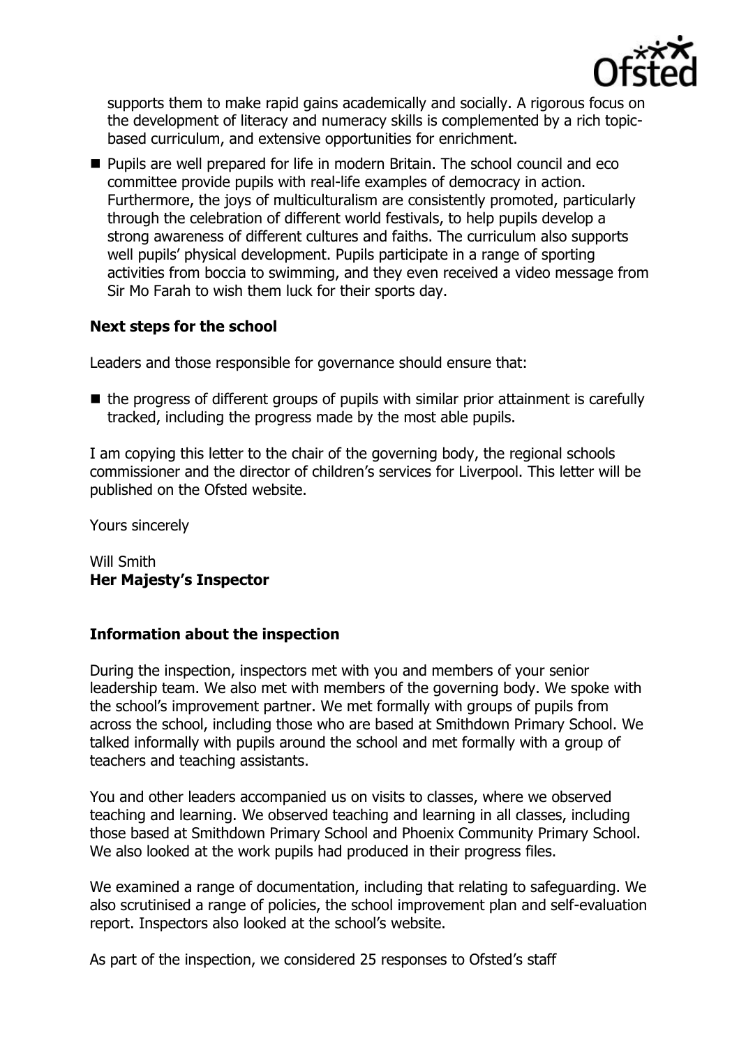supports them to make rapid gains academically and socially. A rigorous focus on the development of literacy and numeracy skills is complemented by a rich topic-based curriculum, and extensive opportunities for enrichment.

- Pupils are well prepared for life in modern Britain. The school council and eco committee provide pupils with real-life examples of democracy in action. Furthermore, the joys of multiculturalism are consistently promoted, particularly through the celebration of different world festivals, to help pupils develop a strong awareness of different cultures and faiths. The curriculum also supports well pupils' physical development. Pupils participate in a range of sporting activities from boccia to swimming, and they even received a video message from Sir Mo Farah to wish them luck for their sports day.

### Next steps for the school

Leaders and those responsible for governance should ensure that:

- the progress of different groups of pupils with similar prior attainment is carefully tracked, including the progress made by the most able pupils.

I am copying this letter to the chair of the governing body, the regional schools commissioner and the director of children's services for Liverpool. This letter will be published on the Ofsted website.

Yours sincerely

Will Smith
**Her Majesty's Inspector**

### Information about the inspection

During the inspection, inspectors met with you and members of your senior leadership team. We also met with members of the governing body. We spoke with the school's improvement partner. We met formally with groups of pupils from across the school, including those who are based at Smithdown Primary School. We talked informally with pupils around the school and met formally with a group of teachers and teaching assistants.

You and other leaders accompanied us on visits to classes, where we observed teaching and learning. We observed teaching and learning in all classes, including those based at Smithdown Primary School and Phoenix Community Primary School. We also looked at the work pupils had produced in their progress files.

We examined a range of documentation, including that relating to safeguarding. We also scrutinised a range of policies, the school improvement plan and self-evaluation report. Inspectors also looked at the school's website.

As part of the inspection, we considered 25 responses to Ofsted's staff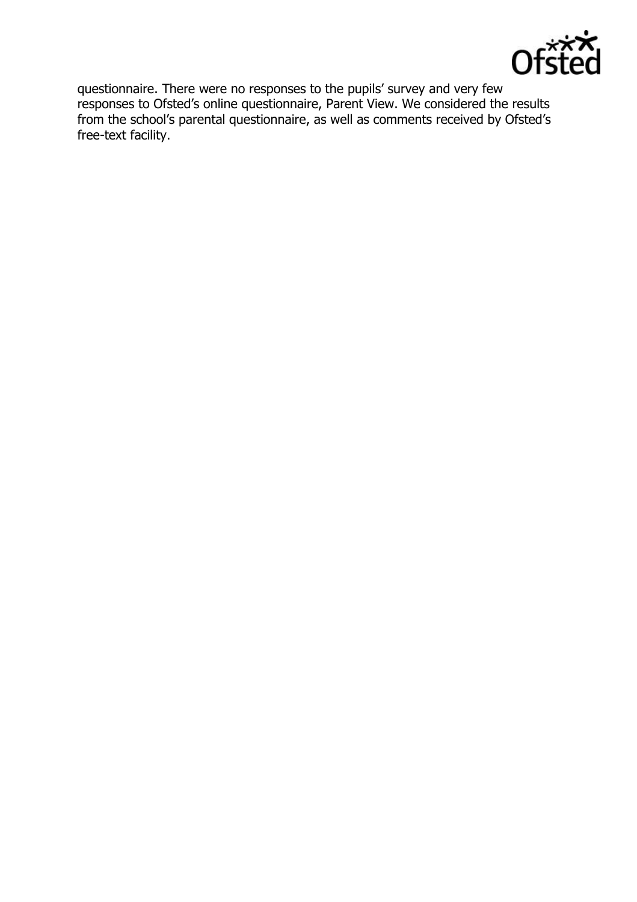questionnaire. There were no responses to the pupils' survey and very few responses to Ofsted's online questionnaire, Parent View. We considered the results from the school's parental questionnaire, as well as comments received by Ofsted's free-text facility.